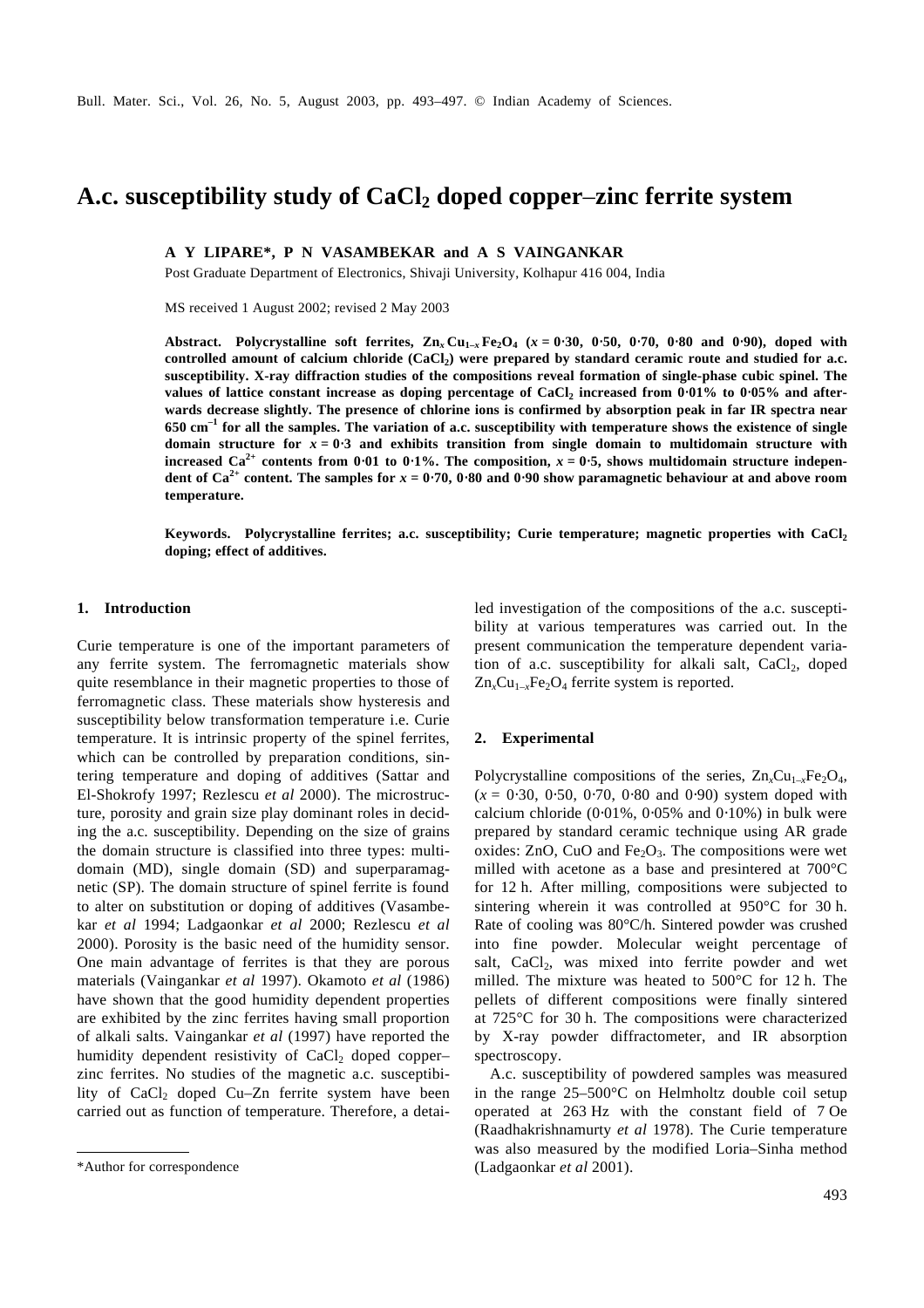# A.c. susceptibility study of $CaCl_2$ doped copper–zinc ferrite system

**A Y LIPARE\*, P N VASAMBEKAR and A S VAINGANKAR**

Post Graduate Department of Electronics, Shivaji University, Kolhapur 416 004, India

MS received 1 August 2002; revised 2 May 2003

**Abstract.** **Polycrystalline soft ferrites, $Zn_x Cu_{1-x} Fe_2O_4$ ($x = 0{\cdot}30$, $0{\cdot}50$, $0{\cdot}70$, $0{\cdot}80$ and $0{\cdot}90$), doped with controlled amount of calcium chloride ($CaCl_2$) were prepared by standard ceramic route and studied for a.c. susceptibility. X-ray diffraction studies of the compositions reveal formation of single-phase cubic spinel. The values of lattice constant increase as doping percentage of $CaCl_2$ increased from 0·01% to 0·05% and afterwards decrease slightly. The presence of chlorine ions is confirmed by absorption peak in far IR spectra near 650 $cm^{-1}$ for all the samples. The variation of a.c. susceptibility with temperature shows the existence of single domain structure for $x = 0{\cdot}3$ and exhibits transition from single domain to multidomain structure with increased $Ca^{2+}$ contents from 0·01 to 0·1%. The composition, $x = 0{\cdot}5$, shows multidomain structure independent of $Ca^{2+}$ content. The samples for $x = 0{\cdot}70$, $0{\cdot}80$ and $0{\cdot}90$ show paramagnetic behaviour at and above room temperature.**

**Keywords.** **Polycrystalline ferrites; a.c. susceptibility; Curie temperature; magnetic properties with $CaCl_2$ doping; effect of additives.**

## 1. Introduction

Curie temperature is one of the important parameters of any ferrite system. The ferromagnetic materials show quite resemblance in their magnetic properties to those of ferromagnetic class. These materials show hysteresis and susceptibility below transformation temperature i.e. Curie temperature. It is intrinsic property of the spinel ferrites, which can be controlled by preparation conditions, sintering temperature and doping of additives (Sattar and El-Shokrofy 1997; Rezlescu *et al* 2000). The microstructure, porosity and grain size play dominant roles in deciding the a.c. susceptibility. Depending on the size of grains the domain structure is classified into three types: multidomain (MD), single domain (SD) and superparamagnetic (SP). The domain structure of spinel ferrite is found to alter on substitution or doping of additives (Vasambekar *et al* 1994; Ladgaonkar *et al* 2000; Rezlescu *et al* 2000). Porosity is the basic need of the humidity sensor. One main advantage of ferrites is that they are porous materials (Vaingankar *et al* 1997). Okamoto *et al* (1986) have shown that the good humidity dependent properties are exhibited by the zinc ferrites having small proportion of alkali salts. Vaingankar *et al* (1997) have reported the humidity dependent resistivity of $CaCl_2$ doped copper–zinc ferrites. No studies of the magnetic a.c. susceptibility of $CaCl_2$ doped Cu–Zn ferrite system have been carried out as function of temperature. Therefore, a detailed investigation of the compositions of the a.c. susceptibility at various temperatures was carried out. In the present communication the temperature dependent variation of a.c. susceptibility for alkali salt, $CaCl_2$, doped $Zn_xCu_{1-x}Fe_2O_4$ ferrite system is reported.

## 2. Experimental

Polycrystalline compositions of the series, $Zn_xCu_{1-x}Fe_2O_4$, ($x = 0{\cdot}30$, $0{\cdot}50$, $0{\cdot}70$, $0{\cdot}80$ and $0{\cdot}90$) system doped with calcium chloride (0·01%, 0·05% and 0·10%) in bulk were prepared by standard ceramic technique using AR grade oxides: ZnO, CuO and $Fe_2O_3$. The compositions were wet milled with acetone as a base and presintered at 700°C for 12 h. After milling, compositions were subjected to sintering wherein it was controlled at 950°C for 30 h. Rate of cooling was 80°C/h. Sintered powder was crushed into fine powder. Molecular weight percentage of salt, $CaCl_2$, was mixed into ferrite powder and wet milled. The mixture was heated to 500°C for 12 h. The pellets of different compositions were finally sintered at 725°C for 30 h. The compositions were characterized by X-ray powder diffractometer, and IR absorption spectroscopy.

A.c. susceptibility of powdered samples was measured in the range 25–500°C on Helmholtz double coil setup operated at 263 Hz with the constant field of 7 Oe (Raadhakrishnamurty *et al* 1978). The Curie temperature was also measured by the modified Loria–Sinha method (Ladgaonkar *et al* 2001).

\*Author for correspondence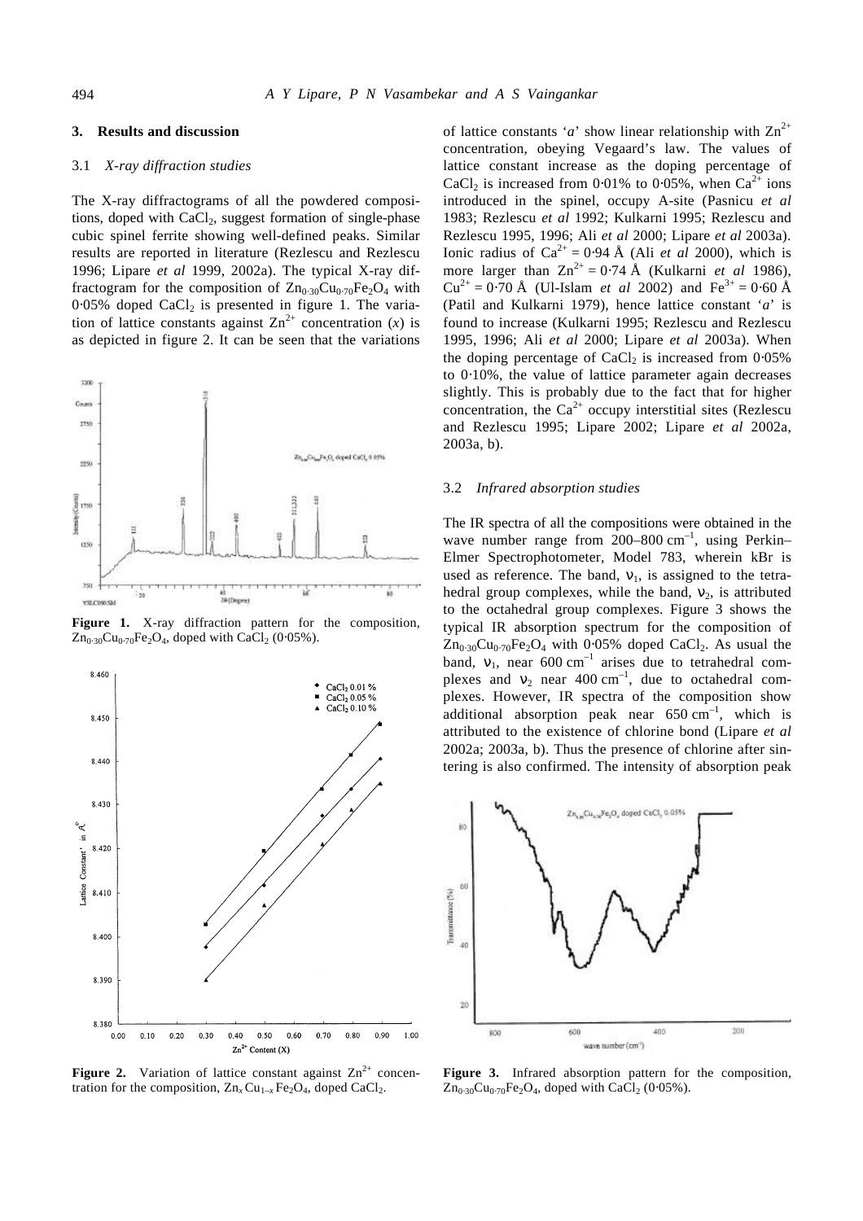## 3. Results and discussion

### 3.1 *X-ray diffraction studies*

The X-ray diffractograms of all the powdered compositions, doped with $CaCl_2$, suggest formation of single-phase cubic spinel ferrite showing well-defined peaks. Similar results are reported in literature (Rezlescu and Rezlescu 1996; Lipare *et al* 1999, 2002a). The typical X-ray diffractogram for the composition of $Zn_{0·30}Cu_{0·70}Fe_2O_4$ with 0·05% doped $CaCl_2$ is presented in figure 1. The variation of lattice constants against $Zn^{2+}$ concentration ($x$) is as depicted in figure 2. It can be seen that the variations of lattice constants '$a$' show linear relationship with $Zn^{2+}$ concentration, obeying Vegaard's law. The values of lattice constant increase as the doping percentage of $CaCl_2$ is increased from 0·01% to 0·05%, when $Ca^{2+}$ ions introduced in the spinel, occupy A-site (Pasnicu *et al* 1983; Rezlescu *et al* 1992; Kulkarni 1995; Rezlescu and Rezlescu 1995, 1996; Ali *et al* 2000; Lipare *et al* 2003a). Ionic radius of $Ca^{2+}$ = 0·94 Å (Ali *et al* 2000), which is more larger than $Zn^{2+}$ = 0·74 Å (Kulkarni *et al* 1986), $Cu^{2+}$ = 0·70 Å (Ul-Islam *et al* 2002) and $Fe^{3+}$ = 0·60 Å (Patil and Kulkarni 1979), hence lattice constant '$a$' is found to increase (Kulkarni 1995; Rezlescu and Rezlescu 1995, 1996; Ali *et al* 2000; Lipare *et al* 2003a). When the doping percentage of $CaCl_2$ is increased from 0·05% to 0·10%, the value of lattice parameter again decreases slightly. This is probably due to the fact that for higher concentration, the $Ca^{2+}$ occupy interstitial sites (Rezlescu and Rezlescu 1995; Lipare 2002; Lipare *et al* 2002a, 2003a, b).

**Figure 1.** X-ray diffraction pattern for the composition, $Zn_{0·30}Cu_{0·70}Fe_2O_4$, doped with $CaCl_2$ (0·05%).

**Figure 2.** Variation of lattice constant against $Zn^{2+}$ concentration for the composition, $Zn_xCu_{1-x}Fe_2O_4$, doped $CaCl_2$.

### 3.2 *Infrared absorption studies*

The IR spectra of all the compositions were obtained in the wave number range from 200–800 $cm^{-1}$, using Perkin–Elmer Spectrophotometer, Model 783, wherein kBr is used as reference. The band, $\nu_1$, is assigned to the tetrahedral group complexes, while the band, $\nu_2$, is attributed to the octahedral group complexes. Figure 3 shows the typical IR absorption spectrum for the composition of $Zn_{0·30}Cu_{0·70}Fe_2O_4$ with 0·05% doped $CaCl_2$. As usual the band, $\nu_1$, near 600 $cm^{-1}$ arises due to tetrahedral complexes and $\nu_2$ near 400 $cm^{-1}$, due to octahedral complexes. However, IR spectra of the composition show additional absorption peak near 650 $cm^{-1}$, which is attributed to the existence of chlorine bond (Lipare *et al* 2002a; 2003a, b). Thus the presence of chlorine after sintering is also confirmed. The intensity of absorption peak

**Figure 3.** Infrared absorption pattern for the composition, $Zn_{0·30}Cu_{0·70}Fe_2O_4$, doped with $CaCl_2$ (0·05%).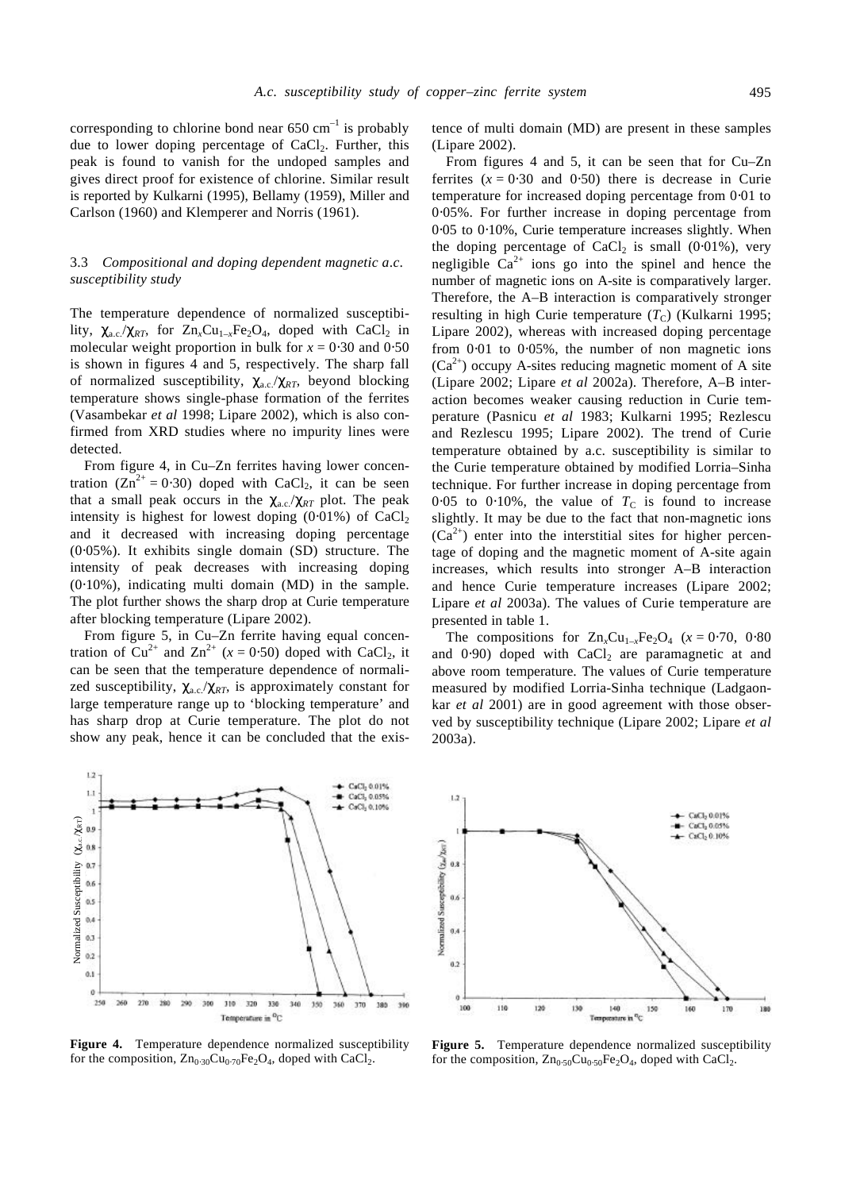corresponding to chlorine bond near 650 $cm^{-1}$ is probably due to lower doping percentage of $CaCl_2$. Further, this peak is found to vanish for the undoped samples and gives direct proof for existence of chlorine. Similar result is reported by Kulkarni (1995), Bellamy (1959), Miller and Carlson (1960) and Klemperer and Norris (1961).

### 3.3 *Compositional and doping dependent magnetic a.c. susceptibility study*

The temperature dependence of normalized susceptibility, $\chi_{a.c.}/\chi_{RT}$, for $Zn_xCu_{1-x}Fe_2O_4$, doped with $CaCl_2$ in molecular weight proportion in bulk for $x = 0.30$ and $0.50$ is shown in figures 4 and 5, respectively. The sharp fall of normalized susceptibility, $\chi_{a.c.}/\chi_{RT}$, beyond blocking temperature shows single-phase formation of the ferrites (Vasambekar *et al* 1998; Lipare 2002), which is also confirmed from XRD studies where no impurity lines were detected.

From figure 4, in Cu–Zn ferrites having lower concentration ($Zn^{2+} = 0.30$) doped with $CaCl_2$, it can be seen that a small peak occurs in the $\chi_{a.c.}/\chi_{RT}$ plot. The peak intensity is highest for lowest doping (0·01%) of $CaCl_2$ and it decreased with increasing doping percentage (0·05%). It exhibits single domain (SD) structure. The intensity of peak decreases with increasing doping (0·10%), indicating multi domain (MD) in the sample. The plot further shows the sharp drop at Curie temperature after blocking temperature (Lipare 2002).

From figure 5, in Cu–Zn ferrite having equal concentration of $Cu^{2+}$ and $Zn^{2+}$ ($x = 0.50$) doped with $CaCl_2$, it can be seen that the temperature dependence of normalized susceptibility, $\chi_{a.c.}/\chi_{RT}$, is approximately constant for large temperature range up to 'blocking temperature' and has sharp drop at Curie temperature. The plot do not show any peak, hence it can be concluded that the existence of multi domain (MD) are present in these samples (Lipare 2002).

From figures 4 and 5, it can be seen that for Cu–Zn ferrites ($x = 0.30$ and $0.50$) there is decrease in Curie temperature for increased doping percentage from 0·01 to 0·05%. For further increase in doping percentage from 0·05 to 0·10%, Curie temperature increases slightly. When the doping percentage of $CaCl_2$ is small (0·01%), very negligible $Ca^{2+}$ ions go into the spinel and hence the number of magnetic ions on A-site is comparatively larger. Therefore, the A–B interaction is comparatively stronger resulting in high Curie temperature ($T_C$) (Kulkarni 1995; Lipare 2002), whereas with increased doping percentage from 0·01 to 0·05%, the number of non magnetic ions ($Ca^{2+}$) occupy A-sites reducing magnetic moment of A site (Lipare 2002; Lipare *et al* 2002a). Therefore, A–B interaction becomes weaker causing reduction in Curie temperature (Pasnicu *et al* 1983; Kulkarni 1995; Rezlescu and Rezlescu 1995; Lipare 2002). The trend of Curie temperature obtained by a.c. susceptibility is similar to the Curie temperature obtained by modified Lorria–Sinha technique. For further increase in doping percentage from 0·05 to 0·10%, the value of $T_C$ is found to increase slightly. It may be due to the fact that non-magnetic ions ($Ca^{2+}$) enter into the interstitial sites for higher percentage of doping and the magnetic moment of A-site again increases, which results into stronger A–B interaction and hence Curie temperature increases (Lipare 2002; Lipare *et al* 2003a). The values of Curie temperature are presented in table 1.

The compositions for $Zn_xCu_{1-x}Fe_2O_4$ ($x = 0.70$, $0.80$ and $0.90$) doped with $CaCl_2$ are paramagnetic at and above room temperature. The values of Curie temperature measured by modified Lorria-Sinha technique (Ladgaonkar *et al* 2001) are in good agreement with those observed by susceptibility technique (Lipare 2002; Lipare *et al* 2003a).

**Figure 4.** Temperature dependence normalized susceptibility for the composition, $Zn_{0.30}Cu_{0.70}Fe_2O_4$, doped with $CaCl_2$.

**Figure 5.** Temperature dependence normalized susceptibility for the composition, $Zn_{0.50}Cu_{0.50}Fe_2O_4$, doped with $CaCl_2$.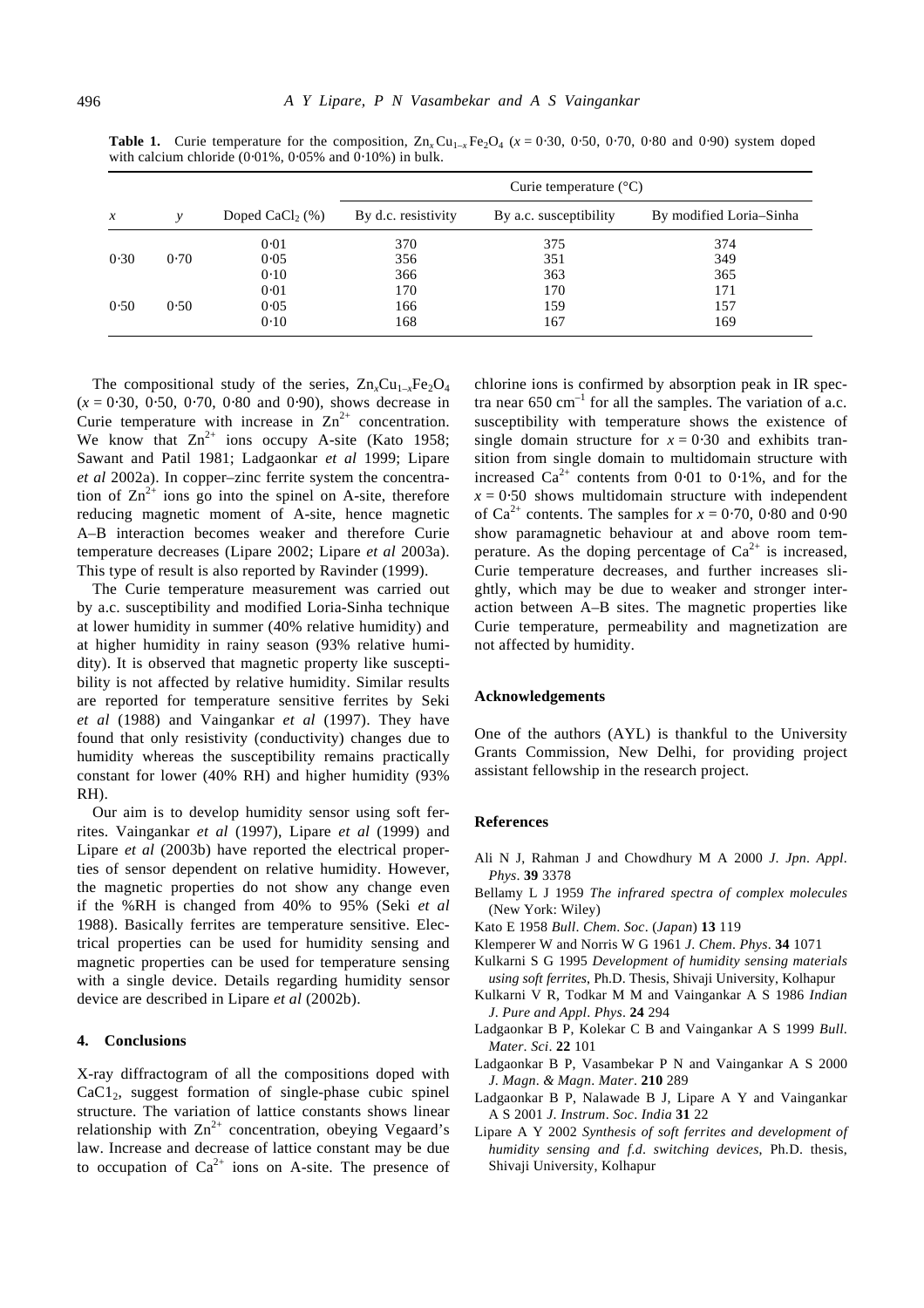**Table 1.** Curie temperature for the composition, $Zn_xCu_{1-x}Fe_2O_4$ ($x$ = 0·30, 0·50, 0·70, 0·80 and 0·90) system doped with calcium chloride (0·01%, 0·05% and 0·10%) in bulk.

| $x$ | $y$ | Doped $CaCl_2$ (%) | Curie temperature (°C) | | |
|---|---|---|---|---|---|
| | | | By d.c. resistivity | By a.c. susceptibility | By modified Loria–Sinha |
| 0·30 | 0·70 | 0·01 | 370 | 375 | 374 |
| | | 0·05 | 356 | 351 | 349 |
| | | 0·10 | 366 | 363 | 365 |
| 0·50 | 0·50 | 0·01 | 170 | 170 | 171 |
| | | 0·05 | 166 | 159 | 157 |
| | | 0·10 | 168 | 167 | 169 |

The compositional study of the series, $Zn_xCu_{1-x}Fe_2O_4$ ($x$ = 0·30, 0·50, 0·70, 0·80 and 0·90), shows decrease in Curie temperature with increase in $Zn^{2+}$ concentration. We know that $Zn^{2+}$ ions occupy A-site (Kato 1958; Sawant and Patil 1981; Ladgaonkar *et al* 1999; Lipare *et al* 2002a). In copper–zinc ferrite system the concentration of $Zn^{2+}$ ions go into the spinel on A-site, therefore reducing magnetic moment of A-site, hence magnetic A–B interaction becomes weaker and therefore Curie temperature decreases (Lipare 2002; Lipare *et al* 2003a). This type of result is also reported by Ravinder (1999).

The Curie temperature measurement was carried out by a.c. susceptibility and modified Loria-Sinha technique at lower humidity in summer (40% relative humidity) and at higher humidity in rainy season (93% relative humidity). It is observed that magnetic property like susceptibility is not affected by relative humidity. Similar results are reported for temperature sensitive ferrites by Seki *et al* (1988) and Vaingankar *et al* (1997). They have found that only resistivity (conductivity) changes due to humidity whereas the susceptibility remains practically constant for lower (40% RH) and higher humidity (93% RH).

Our aim is to develop humidity sensor using soft ferrites. Vaingankar *et al* (1997), Lipare *et al* (1999) and Lipare *et al* (2003b) have reported the electrical properties of sensor dependent on relative humidity. However, the magnetic properties do not show any change even if the %RH is changed from 40% to 95% (Seki *et al* 1988). Basically ferrites are temperature sensitive. Electrical properties can be used for humidity sensing and magnetic properties can be used for temperature sensing with a single device. Details regarding humidity sensor device are described in Lipare *et al* (2002b).

## 4. Conclusions

X-ray diffractogram of all the compositions doped with $CaC1_2$, suggest formation of single-phase cubic spinel structure. The variation of lattice constants shows linear relationship with $Zn^{2+}$ concentration, obeying Vegaard's law. Increase and decrease of lattice constant may be due to occupation of $Ca^{2+}$ ions on A-site. The presence of chlorine ions is confirmed by absorption peak in IR spectra near 650 $cm^{-1}$ for all the samples. The variation of a.c. susceptibility with temperature shows the existence of single domain structure for $x$ = 0·30 and exhibits transition from single domain to multidomain structure with increased $Ca^{2+}$ contents from 0·01 to 0·1%, and for the $x$ = 0·50 shows multidomain structure with independent of $Ca^{2+}$ contents. The samples for $x$ = 0·70, 0·80 and 0·90 show paramagnetic behaviour at and above room temperature. As the doping percentage of $Ca^{2+}$ is increased, Curie temperature decreases, and further increases slightly, which may be due to weaker and stronger interaction between A–B sites. The magnetic properties like Curie temperature, permeability and magnetization are not affected by humidity.

## Acknowledgements

One of the authors (AYL) is thankful to the University Grants Commission, New Delhi, for providing project assistant fellowship in the research project.

## References

Ali N J, Rahman J and Chowdhury M A 2000 *J. Jpn. Appl. Phys.* **39** 3378

Bellamy L J 1959 *The infrared spectra of complex molecules* (New York: Wiley)

Kato E 1958 *Bull. Chem. Soc.* (*Japan*) **13** 119

Klemperer W and Norris W G 1961 *J. Chem. Phys.* **34** 1071

Kulkarni S G 1995 *Development of humidity sensing materials using soft ferrites*, Ph.D. Thesis, Shivaji University, Kolhapur

Kulkarni V R, Todkar M M and Vaingankar A S 1986 *Indian J. Pure and Appl. Phys.* **24** 294

Ladgaonkar B P, Kolekar C B and Vaingankar A S 1999 *Bull. Mater. Sci.* **22** 101

Ladgaonkar B P, Vasambekar P N and Vaingankar A S 2000 *J. Magn. & Magn. Mater.* **210** 289

Ladgaonkar B P, Nalawade B J, Lipare A Y and Vaingankar A S 2001 *J. Instrum. Soc. India* **31** 22

Lipare A Y 2002 *Synthesis of soft ferrites and development of humidity sensing and f.d. switching devices*, Ph.D. thesis, Shivaji University, Kolhapur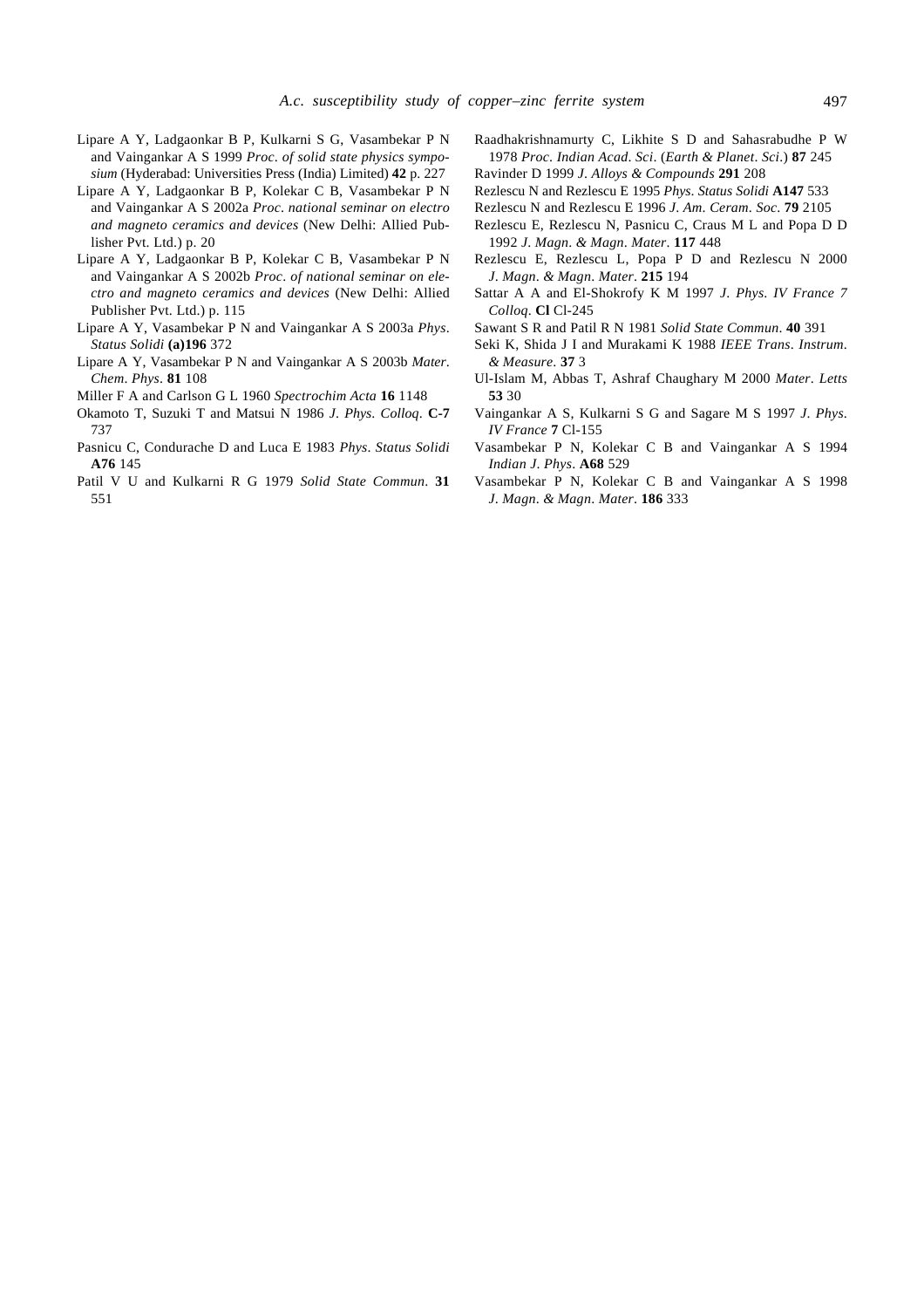Lipare A Y, Ladgaonkar B P, Kulkarni S G, Vasambekar P N and Vaingankar A S 1999 *Proc. of solid state physics symposium* (Hyderabad: Universities Press (India) Limited) **42** p. 227

Lipare A Y, Ladgaonkar B P, Kolekar C B, Vasambekar P N and Vaingankar A S 2002a *Proc. national seminar on electro and magneto ceramics and devices* (New Delhi: Allied Publisher Pvt. Ltd.) p. 20

Lipare A Y, Ladgaonkar B P, Kolekar C B, Vasambekar P N and Vaingankar A S 2002b *Proc. of national seminar on electro and magneto ceramics and devices* (New Delhi: Allied Publisher Pvt. Ltd.) p. 115

Lipare A Y, Vasambekar P N and Vaingankar A S 2003a *Phys. Status Solidi* **(a)196** 372

Lipare A Y, Vasambekar P N and Vaingankar A S 2003b *Mater. Chem. Phys.* **81** 108

Miller F A and Carlson G L 1960 *Spectrochim Acta* **16** 1148

Okamoto T, Suzuki T and Matsui N 1986 *J. Phys. Colloq.* **C-7** 737

Pasnicu C, Condurache D and Luca E 1983 *Phys. Status Solidi* **A76** 145

Patil V U and Kulkarni R G 1979 *Solid State Commun.* **31** 551

Raadhakrishnamurty C, Likhite S D and Sahasrabudhe P W 1978 *Proc. Indian Acad. Sci.* (*Earth & Planet. Sci.*) **87** 245

Ravinder D 1999 *J. Alloys & Compounds* **291** 208

Rezlescu N and Rezlescu E 1995 *Phys. Status Solidi* **A147** 533

Rezlescu N and Rezlescu E 1996 *J. Am. Ceram. Soc.* **79** 2105

Rezlescu E, Rezlescu N, Pasnicu C, Craus M L and Popa D D 1992 *J. Magn. & Magn. Mater.* **117** 448

Rezlescu E, Rezlescu L, Popa P D and Rezlescu N 2000 *J. Magn. & Magn. Mater.* **215** 194

Sattar A A and El-Shokrofy K M 1997 *J. Phys. IV France 7 Colloq.* **Cl** Cl-245

Sawant S R and Patil R N 1981 *Solid State Commun.* **40** 391

Seki K, Shida J I and Murakami K 1988 *IEEE Trans. Instrum. & Measure.* **37** 3

Ul-Islam M, Abbas T, Ashraf Chaughary M 2000 *Mater. Letts* **53** 30

Vaingankar A S, Kulkarni S G and Sagare M S 1997 *J. Phys. IV France* **7** Cl-155

Vasambekar P N, Kolekar C B and Vaingankar A S 1994 *Indian J. Phys.* **A68** 529

Vasambekar P N, Kolekar C B and Vaingankar A S 1998 *J. Magn. & Magn. Mater.* **186** 333